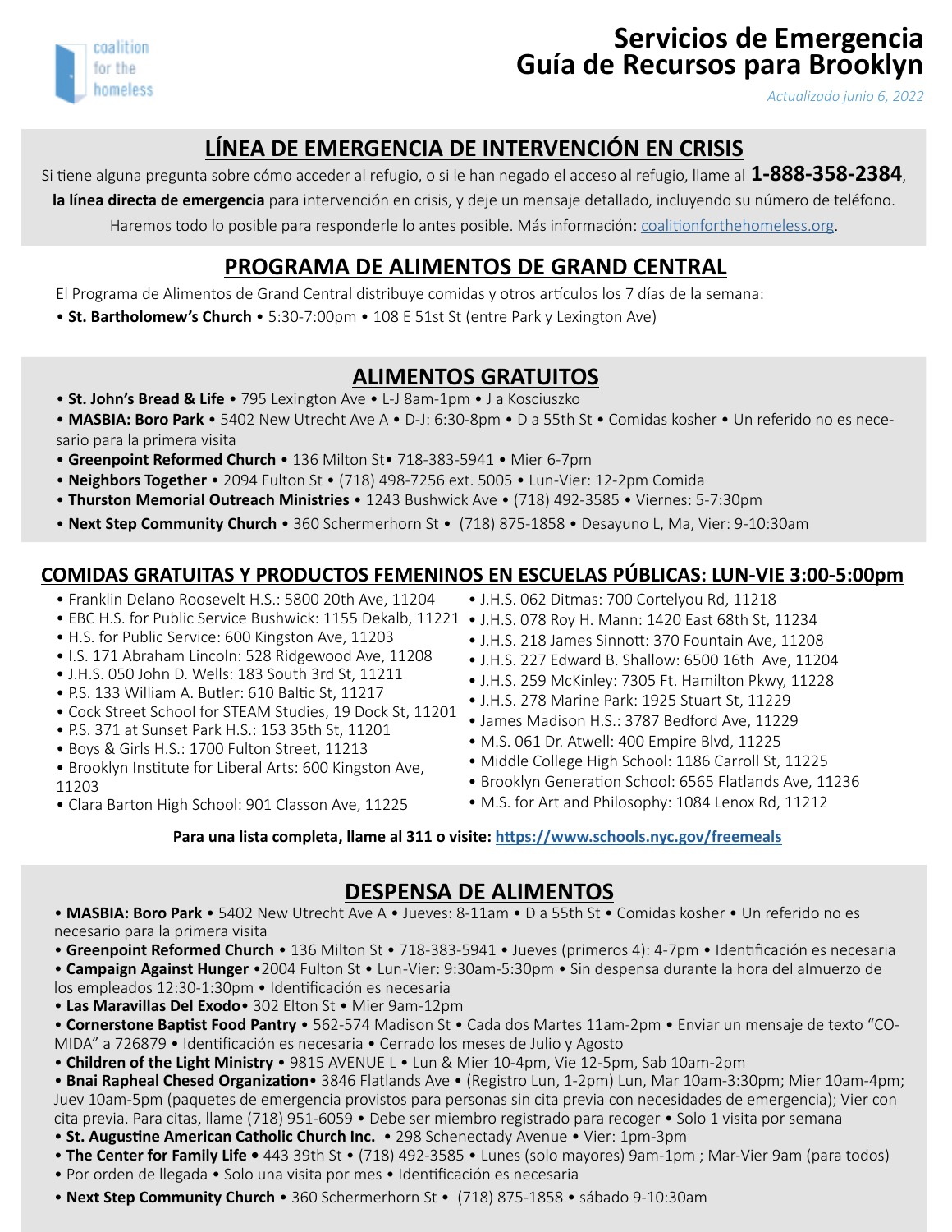coalition for the homeless

# Servicios de Emergencia
# Guía de Recursos para Brooklyn

*Actualizado junio 6, 2022*

## LÍNEA DE EMERGENCIA DE INTERVENCIÓN EN CRISIS

Si tiene alguna pregunta sobre cómo acceder al refugio, o si le han negado el acceso al refugio, llame al **1-888-358-2384**, **la línea directa de emergencia** para intervención en crisis, y deje un mensaje detallado, incluyendo su número de teléfono. Haremos todo lo posible para responderle lo antes posible. Más información: coalitionforthehomeless.org.

## PROGRAMA DE ALIMENTOS DE GRAND CENTRAL

El Programa de Alimentos de Grand Central distribuye comidas y otros artículos los 7 días de la semana:

- **St. Bartholomew's Church** • 5:30-7:00pm • 108 E 51st St (entre Park y Lexington Ave)

## ALIMENTOS GRATUITOS

- **St. John's Bread & Life** • 795 Lexington Ave • L-J 8am-1pm • J a Kosciuszko
- **MASBIA: Boro Park** • 5402 New Utrecht Ave A • D-J: 6:30-8pm • D a 55th St • Comidas kosher • Un referido no es necesario para la primera visita
- **Greenpoint Reformed Church** • 136 Milton St• 718-383-5941 • Mier 6-7pm
- **Neighbors Together** • 2094 Fulton St • (718) 498-7256 ext. 5005 • Lun-Vier: 12-2pm Comida
- **Thurston Memorial Outreach Ministries** • 1243 Bushwick Ave • (718) 492-3585 • Viernes: 5-7:30pm
- **Next Step Community Church** • 360 Schermerhorn St • (718) 875-1858 • Desayuno L, Ma, Vier: 9-10:30am

## COMIDAS GRATUITAS Y PRODUCTOS FEMENINOS EN ESCUELAS PÚBLICAS: LUN-VIE 3:00-5:00pm

- Franklin Delano Roosevelt H.S.: 5800 20th Ave, 11204
- EBC H.S. for Public Service Bushwick: 1155 Dekalb, 11221
- H.S. for Public Service: 600 Kingston Ave, 11203
- I.S. 171 Abraham Lincoln: 528 Ridgewood Ave, 11208
- J.H.S. 050 John D. Wells: 183 South 3rd St, 11211
- P.S. 133 William A. Butler: 610 Baltic St, 11217
- Cock Street School for STEAM Studies, 19 Dock St, 11201
- P.S. 371 at Sunset Park H.S.: 153 35th St, 11201
- Boys & Girls H.S.: 1700 Fulton Street, 11213
- Brooklyn Institute for Liberal Arts: 600 Kingston Ave, 11203
- Clara Barton High School: 901 Classon Ave, 11225
- J.H.S. 062 Ditmas: 700 Cortelyou Rd, 11218
- J.H.S. 078 Roy H. Mann: 1420 East 68th St, 11234
- J.H.S. 218 James Sinnott: 370 Fountain Ave, 11208
- J.H.S. 227 Edward B. Shallow: 6500 16th Ave, 11204
- J.H.S. 259 McKinley: 7305 Ft. Hamilton Pkwy, 11228
- J.H.S. 278 Marine Park: 1925 Stuart St, 11229
- James Madison H.S.: 3787 Bedford Ave, 11229
- M.S. 061 Dr. Atwell: 400 Empire Blvd, 11225
- Middle College High School: 1186 Carroll St, 11225
- Brooklyn Generation School: 6565 Flatlands Ave, 11236
- M.S. for Art and Philosophy: 1084 Lenox Rd, 11212

**Para una lista completa, llame al 311 o visite: https://www.schools.nyc.gov/freemeals**

## DESPENSA DE ALIMENTOS

- **MASBIA: Boro Park** • 5402 New Utrecht Ave A • Jueves: 8-11am • D a 55th St • Comidas kosher • Un referido no es necesario para la primera visita
- **Greenpoint Reformed Church** • 136 Milton St • 718-383-5941 • Jueves (primeros 4): 4-7pm • Identificación es necesaria
- **Campaign Against Hunger** •2004 Fulton St • Lun-Vier: 9:30am-5:30pm • Sin despensa durante la hora del almuerzo de los empleados 12:30-1:30pm • Identificación es necesaria
- **Las Maravillas Del Exodo**• 302 Elton St • Mier 9am-12pm
- **Cornerstone Baptist Food Pantry** • 562-574 Madison St • Cada dos Martes 11am-2pm • Enviar un mensaje de texto "COMIDA" a 726879 • Identificación es necesaria • Cerrado los meses de Julio y Agosto
- **Children of the Light Ministry** • 9815 AVENUE L • Lun & Mier 10-4pm, Vie 12-5pm, Sab 10am-2pm
- **Bnai Rapheal Chesed Organization**• 3846 Flatlands Ave • (Registro Lun, 1-2pm) Lun, Mar 10am-3:30pm; Mier 10am-4pm; Juev 10am-5pm (paquetes de emergencia provistos para personas sin cita previa con necesidades de emergencia); Vier con cita previa. Para citas, llame (718) 951-6059 • Debe ser miembro registrado para recoger • Solo 1 visita por semana
- **St. Augustine American Catholic Church Inc.** • 298 Schenectady Avenue • Vier: 1pm-3pm
- **The Center for Family Life •** 443 39th St • (718) 492-3585 • Lunes (solo mayores) 9am-1pm ; Mar-Vier 9am (para todos)
- Por orden de llegada • Solo una visita por mes • Identificación es necesaria
- **Next Step Community Church** • 360 Schermerhorn St • (718) 875-1858 • sábado 9-10:30am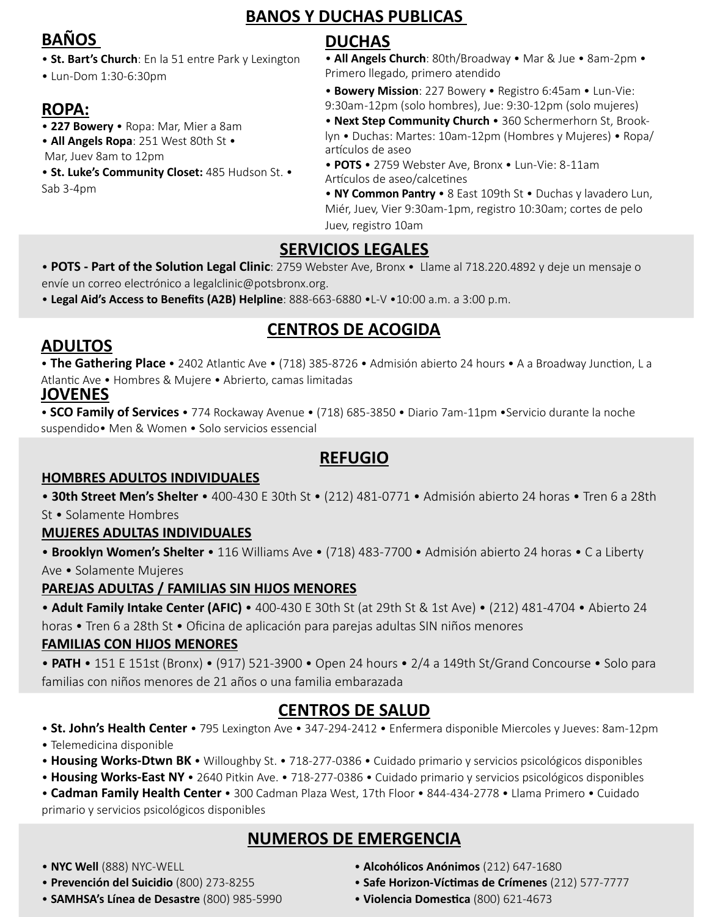# BANOS Y DUCHAS PUBLICAS

## BAÑOS

- **St. Bart's Church**: En la 51 entre Park y Lexington
- Lun-Dom 1:30-6:30pm

## ROPA:

- **227 Bowery** • Ropa: Mar, Mier a 8am
- **All Angels Ropa**: 251 West 80th St • Mar, Juev 8am to 12pm
- **St. Luke's Community Closet:** 485 Hudson St. • Sab 3-4pm

## DUCHAS

- **All Angels Church**: 80th/Broadway • Mar & Jue • 8am-2pm • Primero llegado, primero atendido
- **Bowery Mission**: 227 Bowery • Registro 6:45am • Lun-Vie: 9:30am-12pm (solo hombres), Jue: 9:30-12pm (solo mujeres)
- **Next Step Community Church** • 360 Schermerhorn St, Brooklyn • Duchas: Martes: 10am-12pm (Hombres y Mujeres) • Ropa/artículos de aseo
- **POTS** • 2759 Webster Ave, Bronx • Lun-Vie: 8-11am Artículos de aseo/calcetines
- **NY Common Pantry** • 8 East 109th St • Duchas y lavadero Lun, Miér, Juev, Vier 9:30am-1pm, registro 10:30am; cortes de pelo Juev, registro 10am

# SERVICIOS LEGALES

- **POTS - Part of the Solution Legal Clinic**: 2759 Webster Ave, Bronx • Llame al 718.220.4892 y deje un mensaje o envíe un correo electrónico a legalclinic@potsbronx.org.
- **Legal Aid's Access to Benefits (A2B) Helpline**: 888-663-6880 •L-V •10:00 a.m. a 3:00 p.m.

# CENTROS DE ACOGIDA

## ADULTOS

- **The Gathering Place** • 2402 Atlantic Ave • (718) 385-8726 • Admisión abierto 24 hours • A a Broadway Junction, L a Atlantic Ave • Hombres & Mujere • Abrierto, camas limitadas

## JOVENES

- **SCO Family of Services** • 774 Rockaway Avenue • (718) 685-3850 • Diario 7am-11pm •Servicio durante la noche suspendido• Men & Women • Solo servicios essencial

# REFUGIO

### HOMBRES ADULTOS INDIVIDUALES

- **30th Street Men's Shelter** • 400-430 E 30th St • (212) 481-0771 • Admisión abierto 24 horas • Tren 6 a 28th St • Solamente Hombres

### MUJERES ADULTAS INDIVIDUALES

- **Brooklyn Women's Shelter** • 116 Williams Ave • (718) 483-7700 • Admisión abierto 24 horas • C a Liberty Ave • Solamente Mujeres

### PAREJAS ADULTAS / FAMILIAS SIN HIJOS MENORES

- **Adult Family Intake Center (AFIC)** • 400-430 E 30th St (at 29th St & 1st Ave) • (212) 481-4704 • Abierto 24 horas • Tren 6 a 28th St • Oficina de aplicación para parejas adultas SIN niños menores

### FAMILIAS CON HIJOS MENORES

- **PATH** • 151 E 151st (Bronx) • (917) 521-3900 • Open 24 hours • 2/4 a 149th St/Grand Concourse • Solo para familias con niños menores de 21 años o una familia embarazada

# CENTROS DE SALUD

- **St. John's Health Center** • 795 Lexington Ave • 347-294-2412 • Enfermera disponible Miercoles y Jueves: 8am-12pm
- Telemedicina disponible
- **Housing Works-Dtwn BK** • Willoughby St. • 718-277-0386 • Cuidado primario y servicios psicológicos disponibles
- **Housing Works-East NY** • 2640 Pitkin Ave. • 718-277-0386 • Cuidado primario y servicios psicológicos disponibles
- **Cadman Family Health Center** • 300 Cadman Plaza West, 17th Floor • 844-434-2778 • Llama Primero • Cuidado primario y servicios psicológicos disponibles

# NUMEROS DE EMERGENCIA

- **NYC Well** (888) NYC-WELL
- **Prevención del Suicidio** (800) 273-8255
- **SAMHSA's Línea de Desastre** (800) 985-5990
- **Alcohólicos Anónimos** (212) 647-1680
- **Safe Horizon-Víctimas de Crímenes** (212) 577-7777
- **Violencia Domestica** (800) 621-4673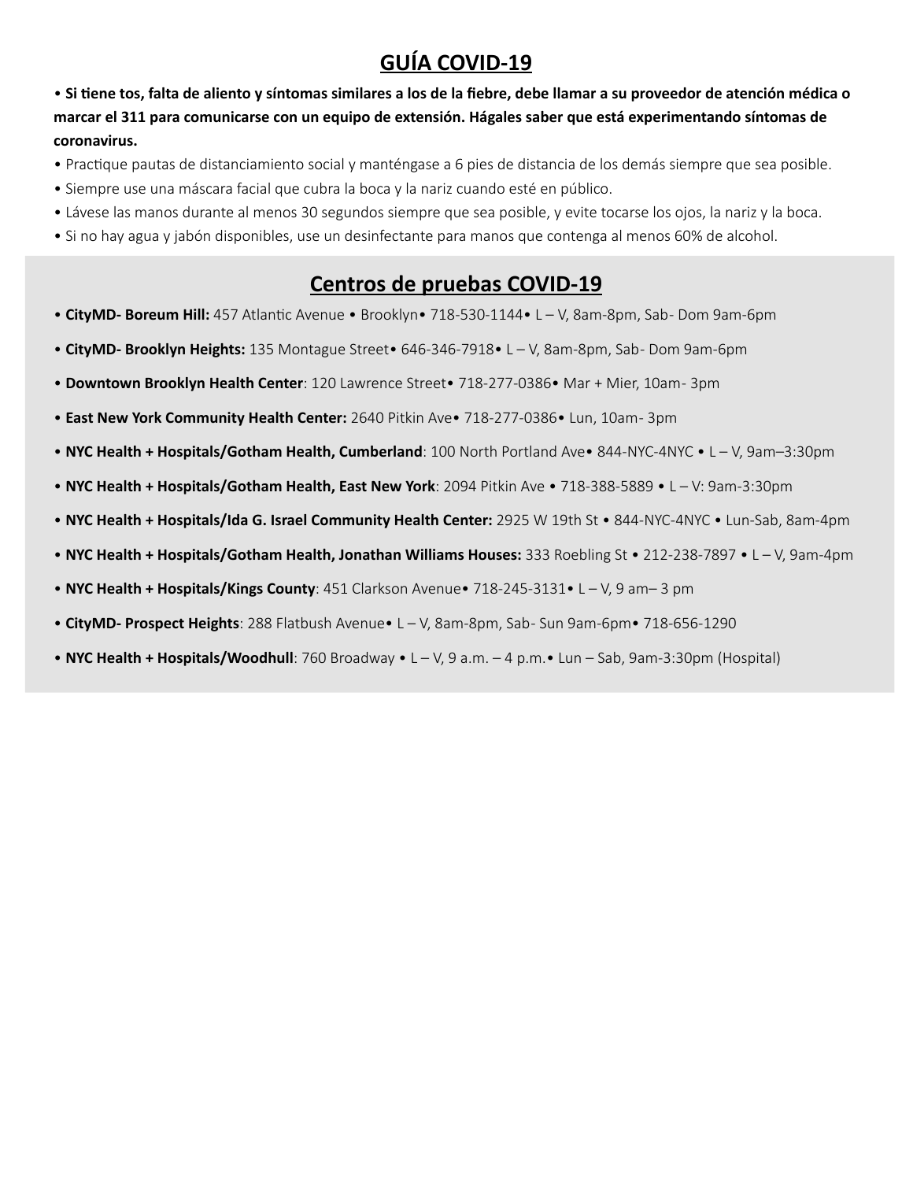## GUÍA COVID-19

- **Si tiene tos, falta de aliento y síntomas similares a los de la fiebre, debe llamar a su proveedor de atención médica o marcar el 311 para comunicarse con un equipo de extensión. Hágales saber que está experimentando síntomas de coronavirus.**
- Practique pautas de distanciamiento social y manténgase a 6 pies de distancia de los demás siempre que sea posible.
- Siempre use una máscara facial que cubra la boca y la nariz cuando esté en público.
- Lávese las manos durante al menos 30 segundos siempre que sea posible, y evite tocarse los ojos, la nariz y la boca.
- Si no hay agua y jabón disponibles, use un desinfectante para manos que contenga al menos 60% de alcohol.

## Centros de pruebas COVID-19

- **CityMD- Boreum Hill:** 457 Atlantic Avenue • Brooklyn• 718-530-1144• L – V, 8am-8pm, Sab- Dom 9am-6pm
- **CityMD- Brooklyn Heights:** 135 Montague Street• 646-346-7918• L – V, 8am-8pm, Sab- Dom 9am-6pm
- **Downtown Brooklyn Health Center**: 120 Lawrence Street• 718-277-0386• Mar + Mier, 10am- 3pm
- **East New York Community Health Center:** 2640 Pitkin Ave• 718-277-0386• Lun, 10am- 3pm
- **NYC Health + Hospitals/Gotham Health, Cumberland**: 100 North Portland Ave• 844-NYC-4NYC • L – V, 9am–3:30pm
- **NYC Health + Hospitals/Gotham Health, East New York**: 2094 Pitkin Ave • 718-388-5889 • L – V: 9am-3:30pm
- **NYC Health + Hospitals/Ida G. Israel Community Health Center:** 2925 W 19th St • 844-NYC-4NYC • Lun-Sab, 8am-4pm
- **NYC Health + Hospitals/Gotham Health, Jonathan Williams Houses:** 333 Roebling St • 212-238-7897 • L – V, 9am-4pm
- **NYC Health + Hospitals/Kings County**: 451 Clarkson Avenue• 718-245-3131• L – V, 9 am– 3 pm
- **CityMD- Prospect Heights**: 288 Flatbush Avenue• L – V, 8am-8pm, Sab- Sun 9am-6pm• 718-656-1290
- **NYC Health + Hospitals/Woodhull**: 760 Broadway • L – V, 9 a.m. – 4 p.m.• Lun – Sab, 9am-3:30pm (Hospital)